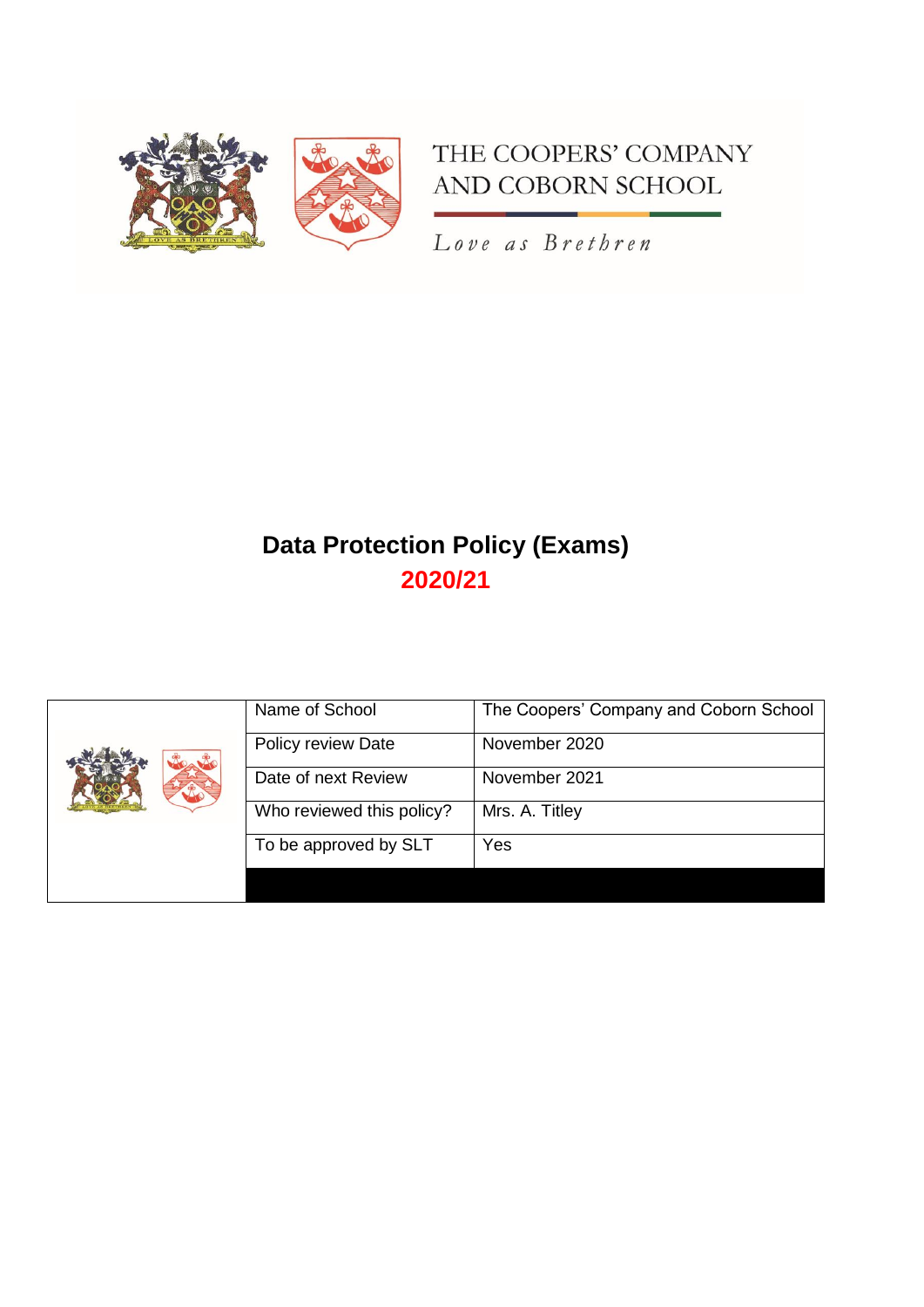THE COOPERS' COMPANY AND COBORN SCHOOL

*Love as Brethren*

# Data Protection Policy (Exams)

## 2020/21

| | | |
|---|---|---|
| | Name of School | The Coopers' Company and Coborn School |
| | Policy review Date | November 2020 |
| | Date of next Review | November 2021 |
| | Who reviewed this policy? | Mrs. A. Titley |
| | To be approved by SLT | Yes |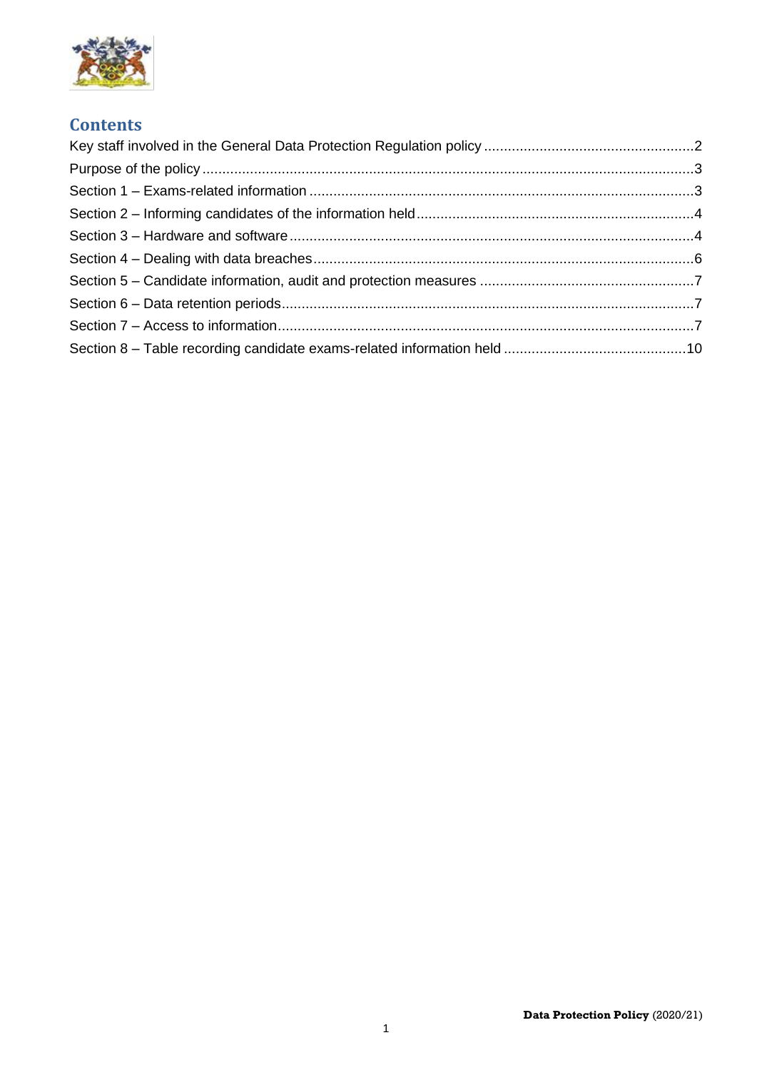## Contents

Key staff involved in the General Data Protection Regulation policy ........ 2
Purpose of the policy ........ 3
Section 1 – Exams-related information ........ 3
Section 2 – Informing candidates of the information held ........ 4
Section 3 – Hardware and software ........ 4
Section 4 – Dealing with data breaches ........ 6
Section 5 – Candidate information, audit and protection measures ........ 7
Section 6 – Data retention periods ........ 7
Section 7 – Access to information ........ 7
Section 8 – Table recording candidate exams-related information held ........ 10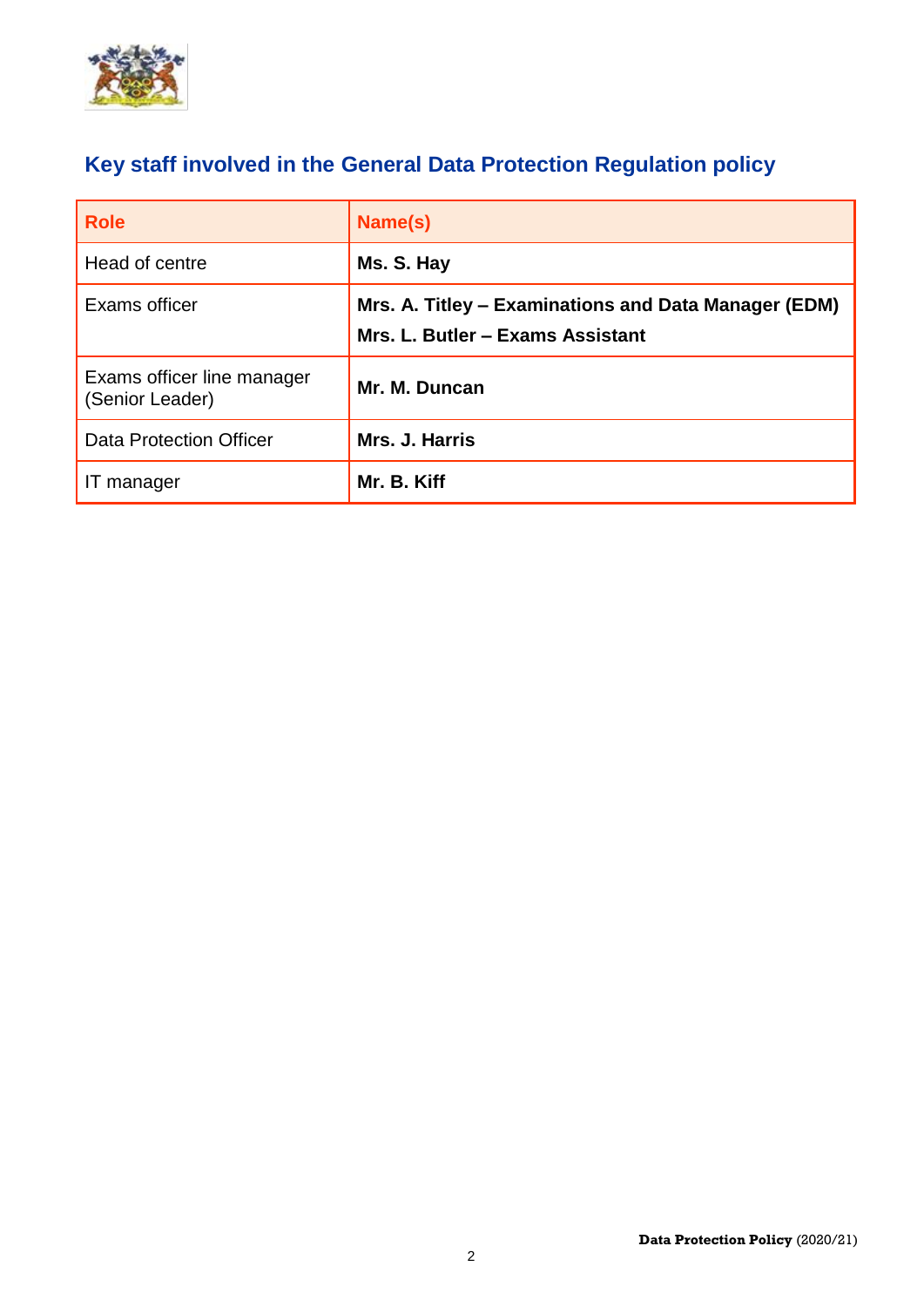## Key staff involved in the General Data Protection Regulation policy

| Role | Name(s) |
| --- | --- |
| Head of centre | **Ms. S. Hay** |
| Exams officer | **Mrs. A. Titley – Examinations and Data Manager (EDM)**<br>**Mrs. L. Butler – Exams Assistant** |
| Exams officer line manager (Senior Leader) | **Mr. M. Duncan** |
| Data Protection Officer | **Mrs. J. Harris** |
| IT manager | **Mr. B. Kiff** |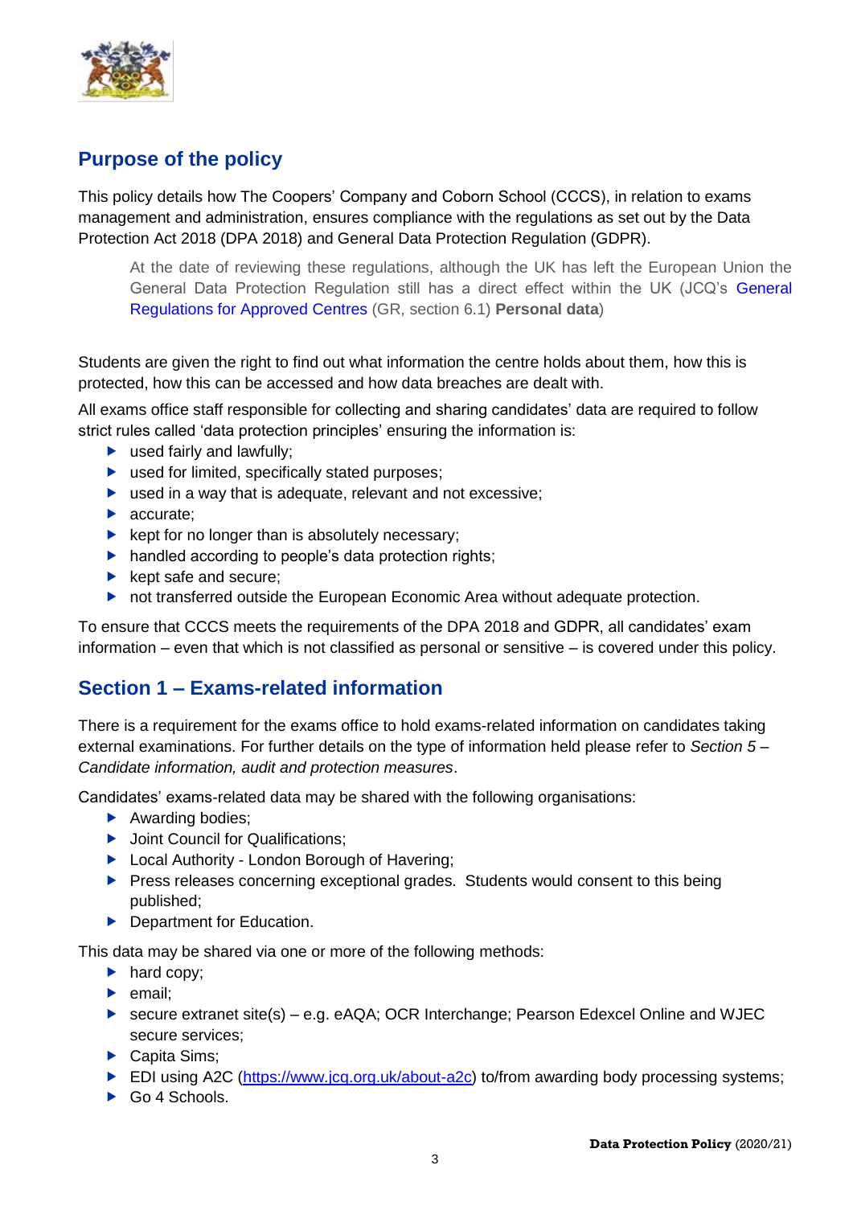## Purpose of the policy

This policy details how The Coopers' Company and Coborn School (CCCS), in relation to exams management and administration, ensures compliance with the regulations as set out by the Data Protection Act 2018 (DPA 2018) and General Data Protection Regulation (GDPR).

> At the date of reviewing these regulations, although the UK has left the European Union the General Data Protection Regulation still has a direct effect within the UK (JCQ's General Regulations for Approved Centres (GR, section 6.1) **Personal data**)

Students are given the right to find out what information the centre holds about them, how this is protected, how this can be accessed and how data breaches are dealt with.

All exams office staff responsible for collecting and sharing candidates' data are required to follow strict rules called 'data protection principles' ensuring the information is:

- used fairly and lawfully;
- used for limited, specifically stated purposes;
- used in a way that is adequate, relevant and not excessive;
- accurate;
- kept for no longer than is absolutely necessary;
- handled according to people's data protection rights;
- kept safe and secure;
- not transferred outside the European Economic Area without adequate protection.

To ensure that CCCS meets the requirements of the DPA 2018 and GDPR, all candidates' exam information – even that which is not classified as personal or sensitive – is covered under this policy.

## Section 1 – Exams-related information

There is a requirement for the exams office to hold exams-related information on candidates taking external examinations. For further details on the type of information held please refer to *Section 5 – Candidate information, audit and protection measures*.

Candidates' exams-related data may be shared with the following organisations:

- Awarding bodies;
- Joint Council for Qualifications;
- Local Authority - London Borough of Havering;
- Press releases concerning exceptional grades. Students would consent to this being published;
- Department for Education.

This data may be shared via one or more of the following methods:

- hard copy;
- email;
- secure extranet site(s) – e.g. eAQA; OCR Interchange; Pearson Edexcel Online and WJEC secure services;
- Capita Sims;
- EDI using A2C (https://www.jcq.org.uk/about-a2c) to/from awarding body processing systems;
- Go 4 Schools.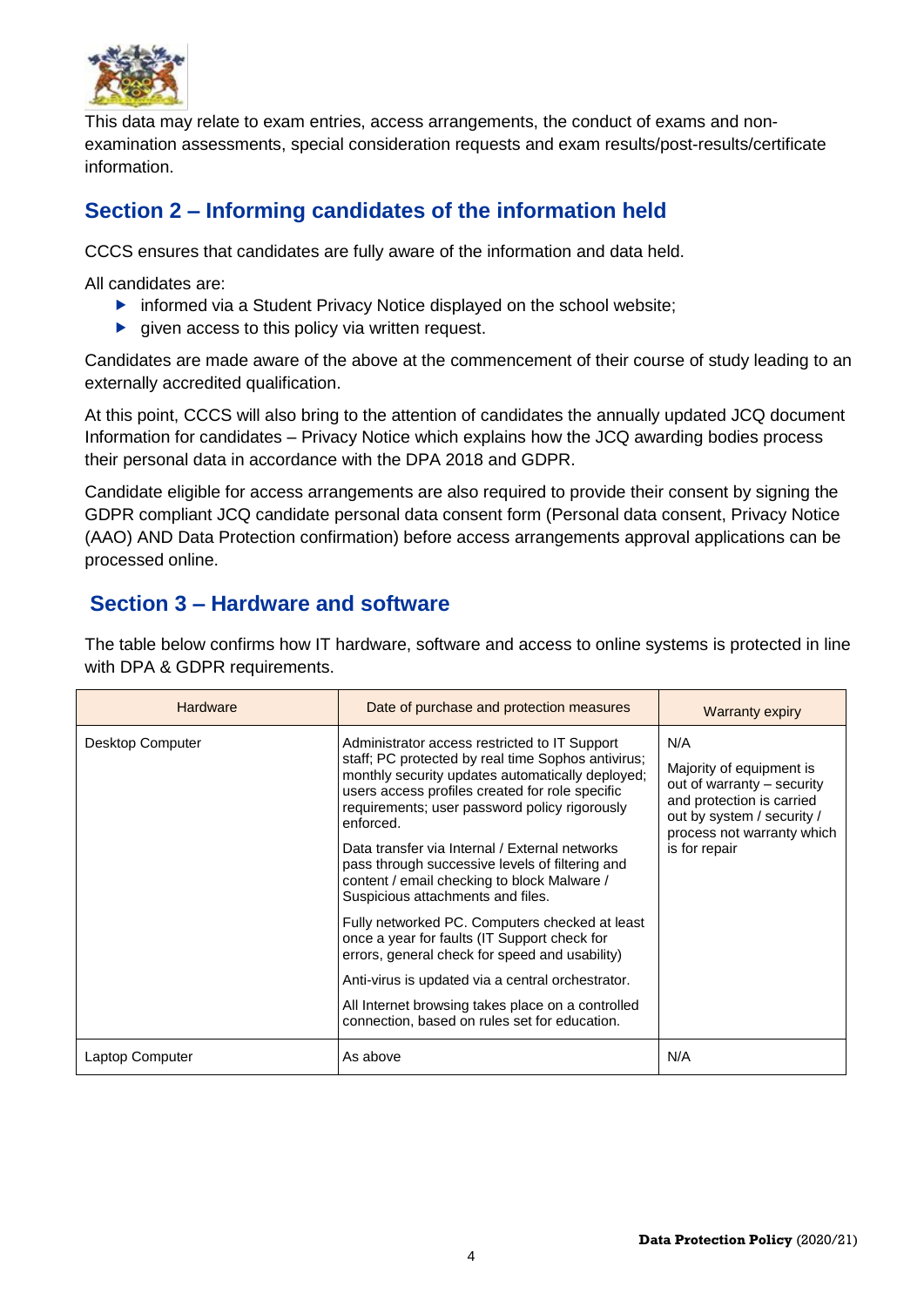This data may relate to exam entries, access arrangements, the conduct of exams and non-examination assessments, special consideration requests and exam results/post-results/certificate information.

## Section 2 – Informing candidates of the information held

CCCS ensures that candidates are fully aware of the information and data held.

All candidates are:

- informed via a Student Privacy Notice displayed on the school website;
- given access to this policy via written request.

Candidates are made aware of the above at the commencement of their course of study leading to an externally accredited qualification.

At this point, CCCS will also bring to the attention of candidates the annually updated JCQ document Information for candidates – Privacy Notice which explains how the JCQ awarding bodies process their personal data in accordance with the DPA 2018 and GDPR.

Candidate eligible for access arrangements are also required to provide their consent by signing the GDPR compliant JCQ candidate personal data consent form (Personal data consent, Privacy Notice (AAO) AND Data Protection confirmation) before access arrangements approval applications can be processed online.

## Section 3 – Hardware and software

The table below confirms how IT hardware, software and access to online systems is protected in line with DPA & GDPR requirements.

| Hardware | Date of purchase and protection measures | Warranty expiry |
|---|---|---|
| Desktop Computer | Administrator access restricted to IT Support staff; PC protected by real time Sophos antivirus; monthly security updates automatically deployed; users access profiles created for role specific requirements; user password policy rigorously enforced.<br><br>Data transfer via Internal / External networks pass through successive levels of filtering and content / email checking to block Malware / Suspicious attachments and files.<br><br>Fully networked PC. Computers checked at least once a year for faults (IT Support check for errors, general check for speed and usability)<br><br>Anti-virus is updated via a central orchestrator.<br><br>All Internet browsing takes place on a controlled connection, based on rules set for education. | N/A<br><br>Majority of equipment is out of warranty – security and protection is carried out by system / security / process not warranty which is for repair |
| Laptop Computer | As above | N/A |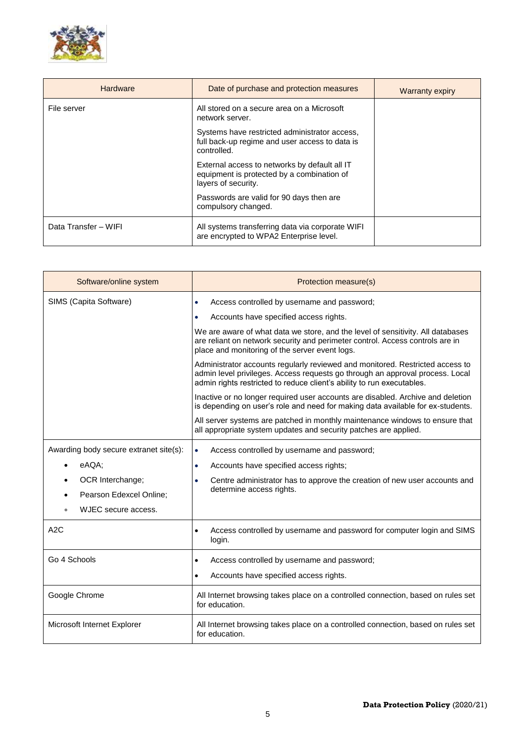| Hardware | Date of purchase and protection measures | Warranty expiry |
| --- | --- | --- |
| File server | All stored on a secure area on a Microsoft network server.<br><br>Systems have restricted administrator access, full back-up regime and user access to data is controlled.<br><br>External access to networks by default all IT equipment is protected by a combination of layers of security.<br><br>Passwords are valid for 90 days then are compulsory changed. | |
| Data Transfer – WIFI | All systems transferring data via corporate WIFI are encrypted to WPA2 Enterprise level. | |

| Software/online system | Protection measure(s) |
| --- | --- |
| SIMS (Capita Software) | • Access controlled by username and password;<br>• Accounts have specified access rights.<br><br>We are aware of what data we store, and the level of sensitivity. All databases are reliant on network security and perimeter control. Access controls are in place and monitoring of the server event logs.<br><br>Administrator accounts regularly reviewed and monitored. Restricted access to admin level privileges. Access requests go through an approval process. Local admin rights restricted to reduce client's ability to run executables.<br><br>Inactive or no longer required user accounts are disabled. Archive and deletion is depending on user's role and need for making data available for ex-students.<br><br>All server systems are patched in monthly maintenance windows to ensure that all appropriate system updates and security patches are applied. |
| Awarding body secure extranet site(s):<br>• eAQA;<br>• OCR Interchange;<br>• Pearson Edexcel Online;<br>• WJEC secure access. | • Access controlled by username and password;<br>• Accounts have specified access rights;<br>• Centre administrator has to approve the creation of new user accounts and determine access rights. |
| A2C | • Access controlled by username and password for computer login and SIMS login. |
| Go 4 Schools | • Access controlled by username and password;<br>• Accounts have specified access rights. |
| Google Chrome | All Internet browsing takes place on a controlled connection, based on rules set for education. |
| Microsoft Internet Explorer | All Internet browsing takes place on a controlled connection, based on rules set for education. |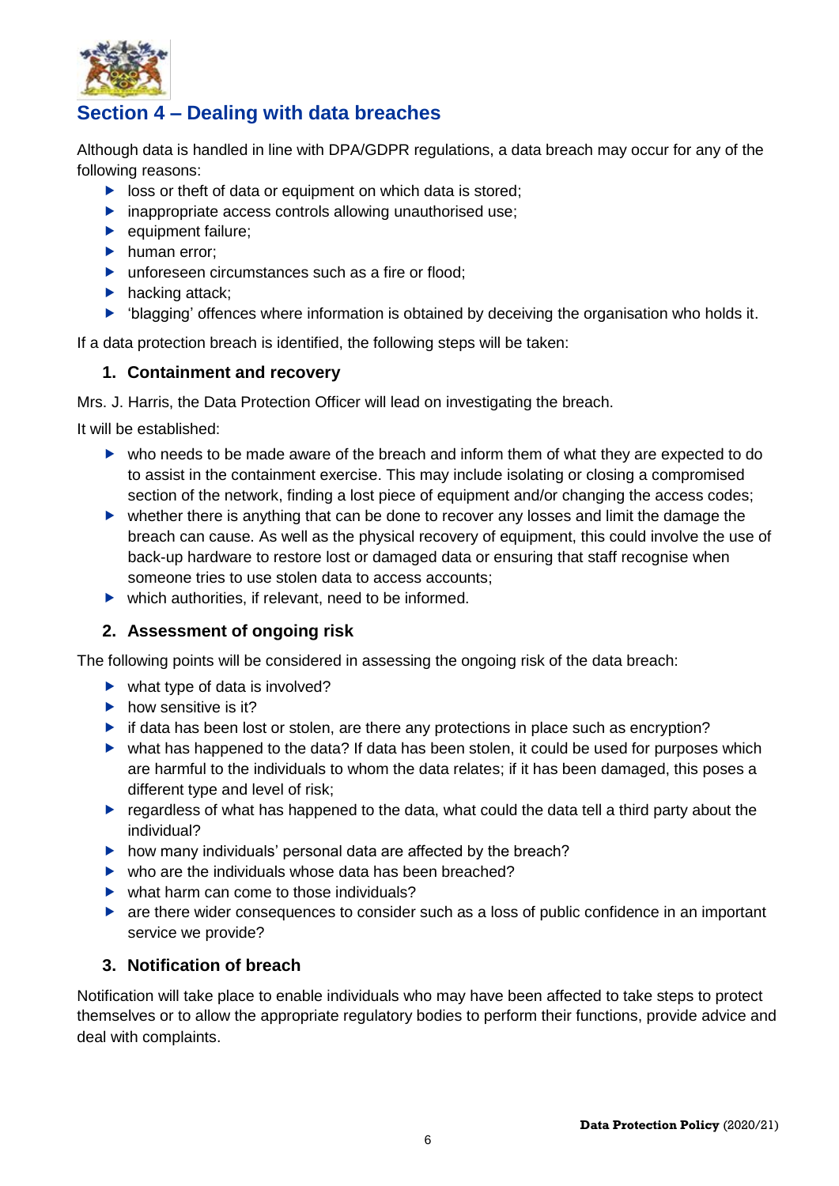## Section 4 – Dealing with data breaches

Although data is handled in line with DPA/GDPR regulations, a data breach may occur for any of the following reasons:

- loss or theft of data or equipment on which data is stored;
- inappropriate access controls allowing unauthorised use;
- equipment failure;
- human error;
- unforeseen circumstances such as a fire or flood;
- hacking attack;
- 'blagging' offences where information is obtained by deceiving the organisation who holds it.

If a data protection breach is identified, the following steps will be taken:

### 1. Containment and recovery

Mrs. J. Harris, the Data Protection Officer will lead on investigating the breach.

It will be established:

- who needs to be made aware of the breach and inform them of what they are expected to do to assist in the containment exercise. This may include isolating or closing a compromised section of the network, finding a lost piece of equipment and/or changing the access codes;
- whether there is anything that can be done to recover any losses and limit the damage the breach can cause. As well as the physical recovery of equipment, this could involve the use of back-up hardware to restore lost or damaged data or ensuring that staff recognise when someone tries to use stolen data to access accounts;
- which authorities, if relevant, need to be informed.

### 2. Assessment of ongoing risk

The following points will be considered in assessing the ongoing risk of the data breach:

- what type of data is involved?
- how sensitive is it?
- if data has been lost or stolen, are there any protections in place such as encryption?
- what has happened to the data? If data has been stolen, it could be used for purposes which are harmful to the individuals to whom the data relates; if it has been damaged, this poses a different type and level of risk;
- regardless of what has happened to the data, what could the data tell a third party about the individual?
- how many individuals' personal data are affected by the breach?
- who are the individuals whose data has been breached?
- what harm can come to those individuals?
- are there wider consequences to consider such as a loss of public confidence in an important service we provide?

### 3. Notification of breach

Notification will take place to enable individuals who may have been affected to take steps to protect themselves or to allow the appropriate regulatory bodies to perform their functions, provide advice and deal with complaints.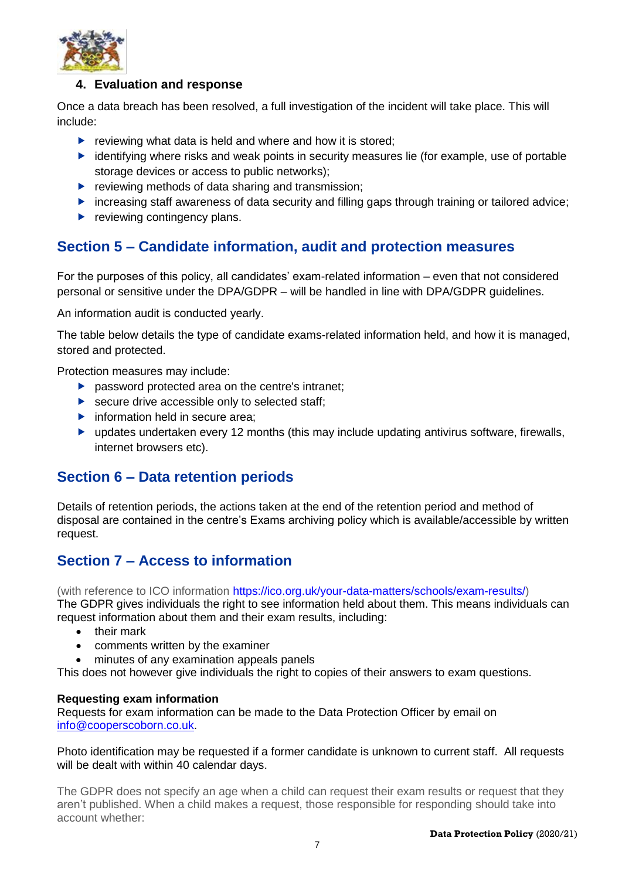#### 4. Evaluation and response

Once a data breach has been resolved, a full investigation of the incident will take place. This will include:

- reviewing what data is held and where and how it is stored;
- identifying where risks and weak points in security measures lie (for example, use of portable storage devices or access to public networks);
- reviewing methods of data sharing and transmission;
- increasing staff awareness of data security and filling gaps through training or tailored advice;
- reviewing contingency plans.

## Section 5 – Candidate information, audit and protection measures

For the purposes of this policy, all candidates' exam-related information – even that not considered personal or sensitive under the DPA/GDPR – will be handled in line with DPA/GDPR guidelines.

An information audit is conducted yearly.

The table below details the type of candidate exams-related information held, and how it is managed, stored and protected.

Protection measures may include:

- password protected area on the centre's intranet;
- secure drive accessible only to selected staff;
- information held in secure area;
- updates undertaken every 12 months (this may include updating antivirus software, firewalls, internet browsers etc).

## Section 6 – Data retention periods

Details of retention periods, the actions taken at the end of the retention period and method of disposal are contained in the centre's Exams archiving policy which is available/accessible by written request.

## Section 7 – Access to information

(with reference to ICO information https://ico.org.uk/your-data-matters/schools/exam-results/)
The GDPR gives individuals the right to see information held about them. This means individuals can request information about them and their exam results, including:

- their mark
- comments written by the examiner
- minutes of any examination appeals panels

This does not however give individuals the right to copies of their answers to exam questions.

**Requesting exam information**
Requests for exam information can be made to the Data Protection Officer by email on info@cooperscoborn.co.uk.

Photo identification may be requested if a former candidate is unknown to current staff. All requests will be dealt with within 40 calendar days.

The GDPR does not specify an age when a child can request their exam results or request that they aren't published. When a child makes a request, those responsible for responding should take into account whether: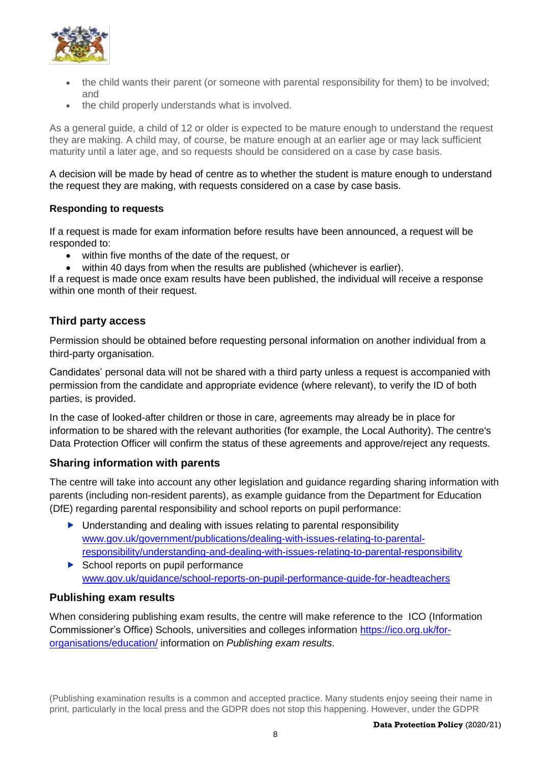- the child wants their parent (or someone with parental responsibility for them) to be involved; and
- the child properly understands what is involved.

As a general guide, a child of 12 or older is expected to be mature enough to understand the request they are making. A child may, of course, be mature enough at an earlier age or may lack sufficient maturity until a later age, and so requests should be considered on a case by case basis.

A decision will be made by head of centre as to whether the student is mature enough to understand the request they are making, with requests considered on a case by case basis.

**Responding to requests**

If a request is made for exam information before results have been announced, a request will be responded to:

- within five months of the date of the request, or
- within 40 days from when the results are published (whichever is earlier).

If a request is made once exam results have been published, the individual will receive a response within one month of their request.

## Third party access

Permission should be obtained before requesting personal information on another individual from a third-party organisation.

Candidates' personal data will not be shared with a third party unless a request is accompanied with permission from the candidate and appropriate evidence (where relevant), to verify the ID of both parties, is provided.

In the case of looked-after children or those in care, agreements may already be in place for information to be shared with the relevant authorities (for example, the Local Authority). The centre's Data Protection Officer will confirm the status of these agreements and approve/reject any requests.

## Sharing information with parents

The centre will take into account any other legislation and guidance regarding sharing information with parents (including non-resident parents), as example guidance from the Department for Education (DfE) regarding parental responsibility and school reports on pupil performance:

- Understanding and dealing with issues relating to parental responsibility [www.gov.uk/government/publications/dealing-with-issues-relating-to-parental-responsibility/understanding-and-dealing-with-issues-relating-to-parental-responsibility](www.gov.uk/government/publications/dealing-with-issues-relating-to-parental-responsibility/understanding-and-dealing-with-issues-relating-to-parental-responsibility)
- School reports on pupil performance [www.gov.uk/guidance/school-reports-on-pupil-performance-guide-for-headteachers](www.gov.uk/guidance/school-reports-on-pupil-performance-guide-for-headteachers)

## Publishing exam results

When considering publishing exam results, the centre will make reference to the ICO (Information Commissioner's Office) Schools, universities and colleges information [https://ico.org.uk/for-organisations/education/](https://ico.org.uk/for-organisations/education/) information on *Publishing exam results*.

(Publishing examination results is a common and accepted practice. Many students enjoy seeing their name in print, particularly in the local press and the GDPR does not stop this happening. However, under the GDPR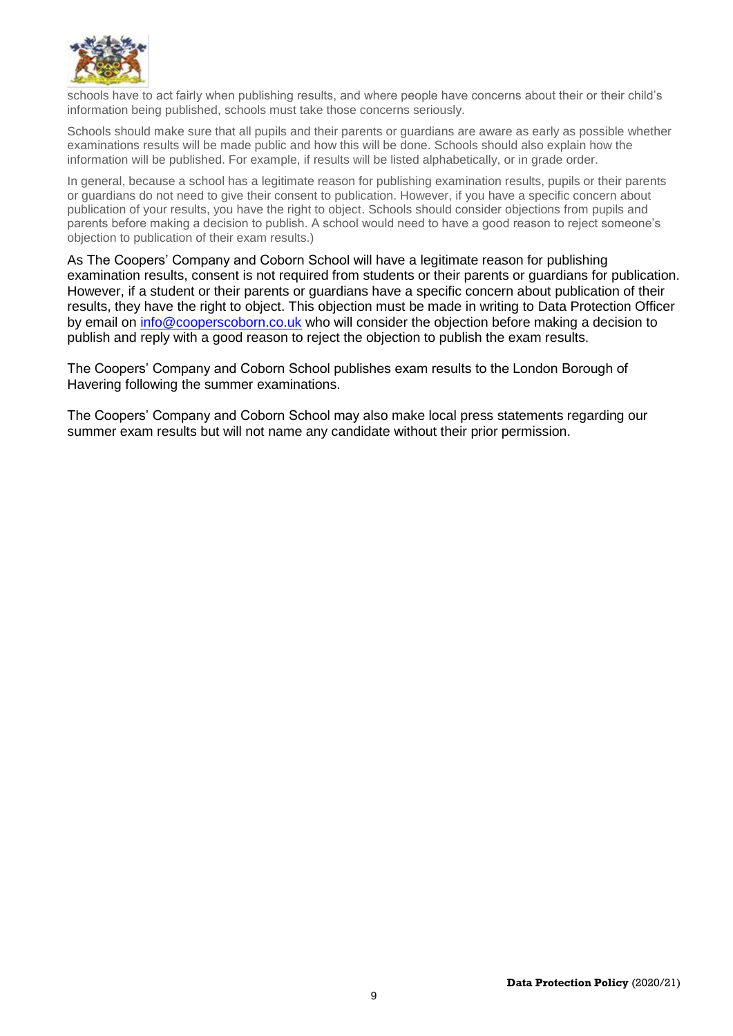schools have to act fairly when publishing results, and where people have concerns about their or their child's information being published, schools must take those concerns seriously.

Schools should make sure that all pupils and their parents or guardians are aware as early as possible whether examinations results will be made public and how this will be done. Schools should also explain how the information will be published. For example, if results will be listed alphabetically, or in grade order.

In general, because a school has a legitimate reason for publishing examination results, pupils or their parents or guardians do not need to give their consent to publication. However, if you have a specific concern about publication of your results, you have the right to object. Schools should consider objections from pupils and parents before making a decision to publish. A school would need to have a good reason to reject someone's objection to publication of their exam results.)

As The Coopers' Company and Coborn School will have a legitimate reason for publishing examination results, consent is not required from students or their parents or guardians for publication. However, if a student or their parents or guardians have a specific concern about publication of their results, they have the right to object. This objection must be made in writing to Data Protection Officer by email on info@cooperscoborn.co.uk who will consider the objection before making a decision to publish and reply with a good reason to reject the objection to publish the exam results.

The Coopers' Company and Coborn School publishes exam results to the London Borough of Havering following the summer examinations.

The Coopers' Company and Coborn School may also make local press statements regarding our summer exam results but will not name any candidate without their prior permission.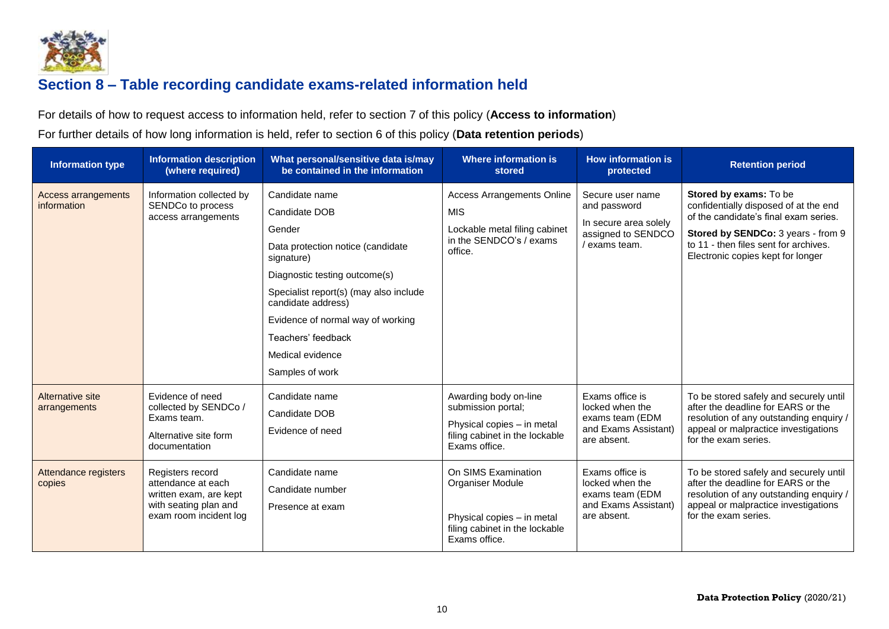## Section 8 – Table recording candidate exams-related information held

For details of how to request access to information held, refer to section 7 of this policy (**Access to information**)

For further details of how long information is held, refer to section 6 of this policy (**Data retention periods**)

| Information type | Information description (where required) | What personal/sensitive data is/may be contained in the information | Where information is stored | How information is protected | Retention period |
|---|---|---|---|---|---|
| Access arrangements information | Information collected by SENDCo to process access arrangements | Candidate name<br>Candidate DOB<br>Gender<br>Data protection notice (candidate signature)<br>Diagnostic testing outcome(s)<br>Specialist report(s) (may also include candidate address)<br>Evidence of normal way of working<br>Teachers' feedback<br>Medical evidence<br>Samples of work | Access Arrangements Online<br>MIS<br>Lockable metal filing cabinet in the SENDCO's / exams office. | Secure user name and password<br>In secure area solely assigned to SENDCO / exams team. | **Stored by exams:** To be confidentially disposed of at the end of the candidate's final exam series.<br>**Stored by SENDCo:** 3 years - from 9 to 11 - then files sent for archives. Electronic copies kept for longer |
| Alternative site arrangements | Evidence of need collected by SENDCo / Exams team.<br>Alternative site form documentation | Candidate name<br>Candidate DOB<br>Evidence of need | Awarding body on-line submission portal;<br>Physical copies – in metal filing cabinet in the lockable Exams office. | Exams office is locked when the exams team (EDM and Exams Assistant) are absent. | To be stored safely and securely until after the deadline for EARS or the resolution of any outstanding enquiry / appeal or malpractice investigations for the exam series. |
| Attendance registers copies | Registers record attendance at each written exam, are kept with seating plan and exam room incident log | Candidate name<br>Candidate number<br>Presence at exam | On SIMS Examination Organiser Module<br>Physical copies – in metal filing cabinet in the lockable Exams office. | Exams office is locked when the exams team (EDM and Exams Assistant) are absent. | To be stored safely and securely until after the deadline for EARS or the resolution of any outstanding enquiry / appeal or malpractice investigations for the exam series. |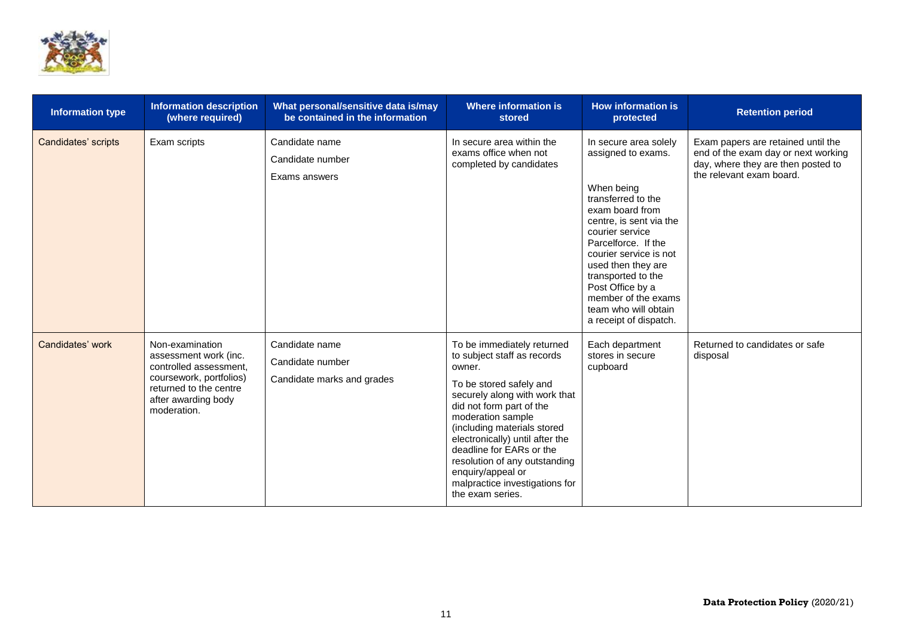| Information type | Information description (where required) | What personal/sensitive data is/may be contained in the information | Where information is stored | How information is protected | Retention period |
|---|---|---|---|---|---|
| Candidates' scripts | Exam scripts | Candidate name<br>Candidate number<br>Exams answers | In secure area within the exams office when not completed by candidates | In secure area solely assigned to exams.<br><br>When being transferred to the exam board from centre, is sent via the courier service Parcelforce. If the courier service is not used then they are transported to the Post Office by a member of the exams team who will obtain a receipt of dispatch. | Exam papers are retained until the end of the exam day or next working day, where they are then posted to the relevant exam board. |
| Candidates' work | Non-examination assessment work (inc. controlled assessment, coursework, portfolios) returned to the centre after awarding body moderation. | Candidate name<br>Candidate number<br>Candidate marks and grades | To be immediately returned to subject staff as records owner.<br><br>To be stored safely and securely along with work that did not form part of the moderation sample (including materials stored electronically) until after the deadline for EARs or the resolution of any outstanding enquiry/appeal or malpractice investigations for the exam series. | Each department stores in secure cupboard | Returned to candidates or safe disposal |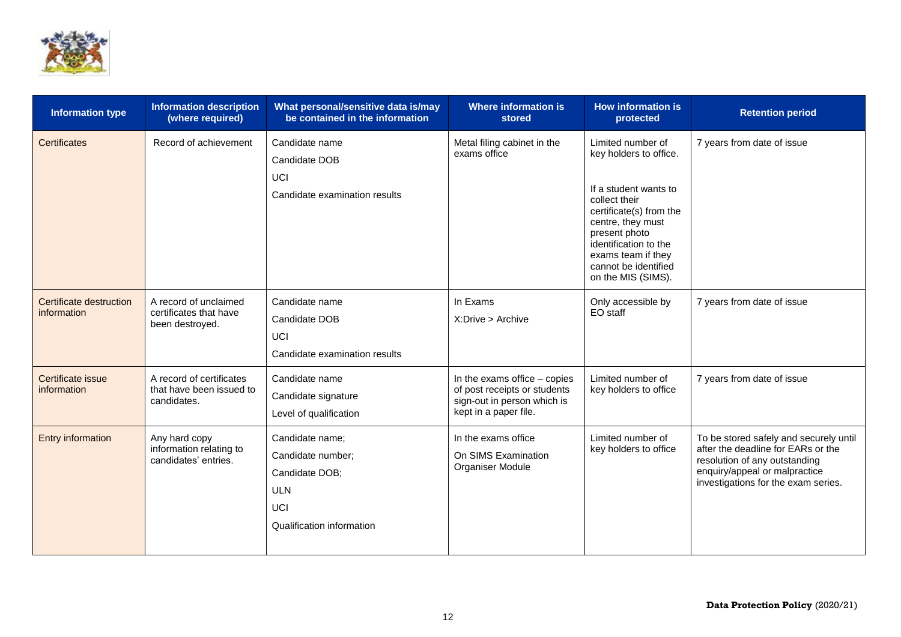| Information type | Information description (where required) | What personal/sensitive data is/may be contained in the information | Where information is stored | How information is protected | Retention period |
|---|---|---|---|---|---|
| Certificates | Record of achievement | Candidate name<br>Candidate DOB<br>UCI<br>Candidate examination results | Metal filing cabinet in the exams office | Limited number of key holders to office.<br><br>If a student wants to collect their certificate(s) from the centre, they must present photo identification to the exams team if they cannot be identified on the MIS (SIMS). | 7 years from date of issue |
| Certificate destruction information | A record of unclaimed certificates that have been destroyed. | Candidate name<br>Candidate DOB<br>UCI<br>Candidate examination results | In Exams<br>X:Drive > Archive | Only accessible by EO staff | 7 years from date of issue |
| Certificate issue information | A record of certificates that have been issued to candidates. | Candidate name<br>Candidate signature<br>Level of qualification | In the exams office – copies of post receipts or students sign-out in person which is kept in a paper file. | Limited number of key holders to office | 7 years from date of issue |
| Entry information | Any hard copy information relating to candidates' entries. | Candidate name;<br>Candidate number;<br>Candidate DOB;<br>ULN<br>UCI<br>Qualification information | In the exams office<br>On SIMS Examination Organiser Module | Limited number of key holders to office | To be stored safely and securely until after the deadline for EARs or the resolution of any outstanding enquiry/appeal or malpractice investigations for the exam series. |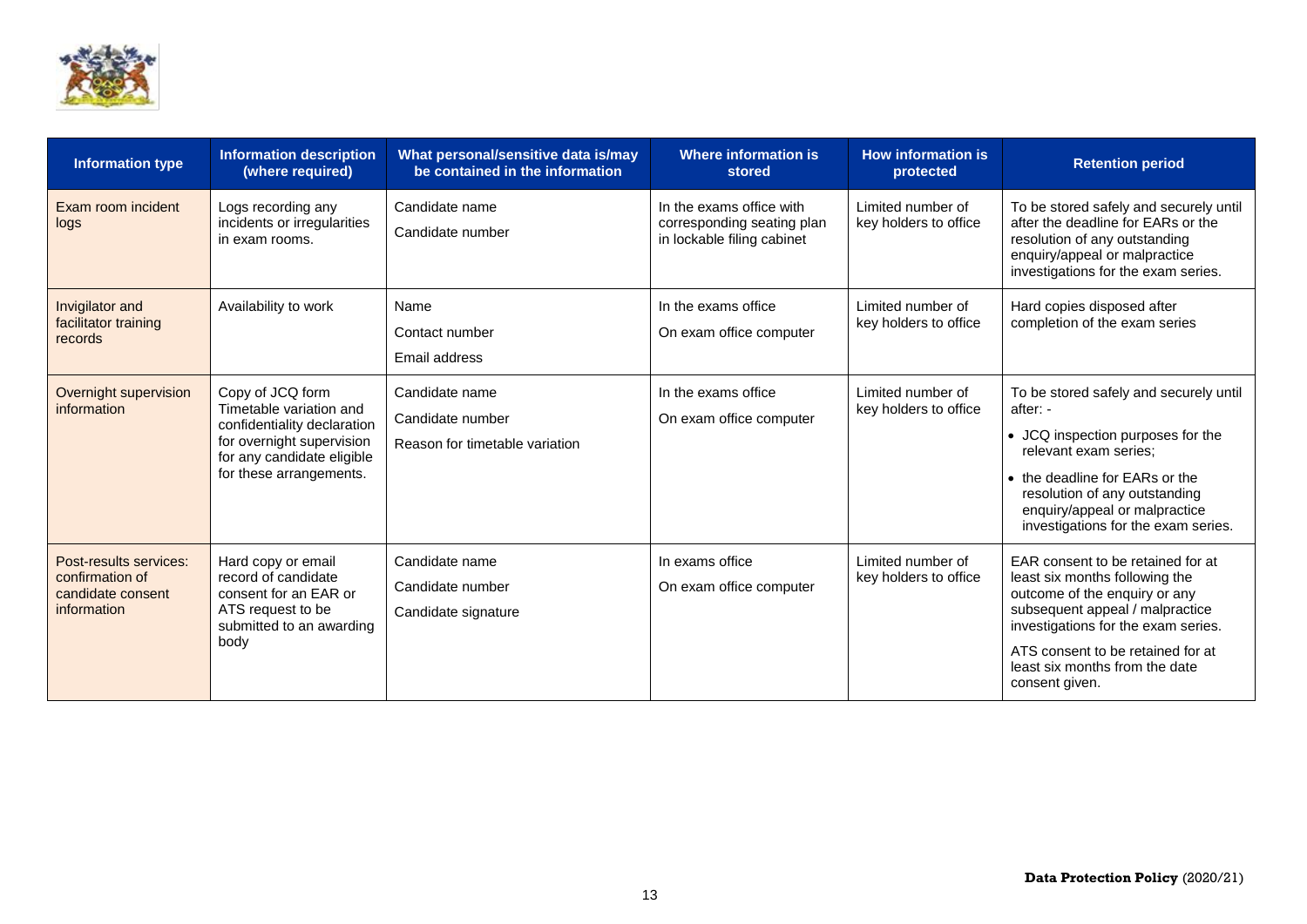| Information type | Information description (where required) | What personal/sensitive data is/may be contained in the information | Where information is stored | How information is protected | Retention period |
|---|---|---|---|---|---|
| Exam room incident logs | Logs recording any incidents or irregularities in exam rooms. | Candidate name<br><br>Candidate number | In the exams office with corresponding seating plan in lockable filing cabinet | Limited number of key holders to office | To be stored safely and securely until after the deadline for EARs or the resolution of any outstanding enquiry/appeal or malpractice investigations for the exam series. |
| Invigilator and facilitator training records | Availability to work | Name<br><br>Contact number<br><br>Email address | In the exams office<br><br>On exam office computer | Limited number of key holders to office | Hard copies disposed after completion of the exam series |
| Overnight supervision information | Copy of JCQ form Timetable variation and confidentiality declaration for overnight supervision for any candidate eligible for these arrangements. | Candidate name<br><br>Candidate number<br><br>Reason for timetable variation | In the exams office<br><br>On exam office computer | Limited number of key holders to office | To be stored safely and securely until after: -<br><br>• JCQ inspection purposes for the relevant exam series;<br><br>• the deadline for EARs or the resolution of any outstanding enquiry/appeal or malpractice investigations for the exam series. |
| Post-results services: confirmation of candidate consent information | Hard copy or email record of candidate consent for an EAR or ATS request to be submitted to an awarding body | Candidate name<br><br>Candidate number<br><br>Candidate signature | In exams office<br><br>On exam office computer | Limited number of key holders to office | EAR consent to be retained for at least six months following the outcome of the enquiry or any subsequent appeal / malpractice investigations for the exam series.<br><br>ATS consent to be retained for at least six months from the date consent given. |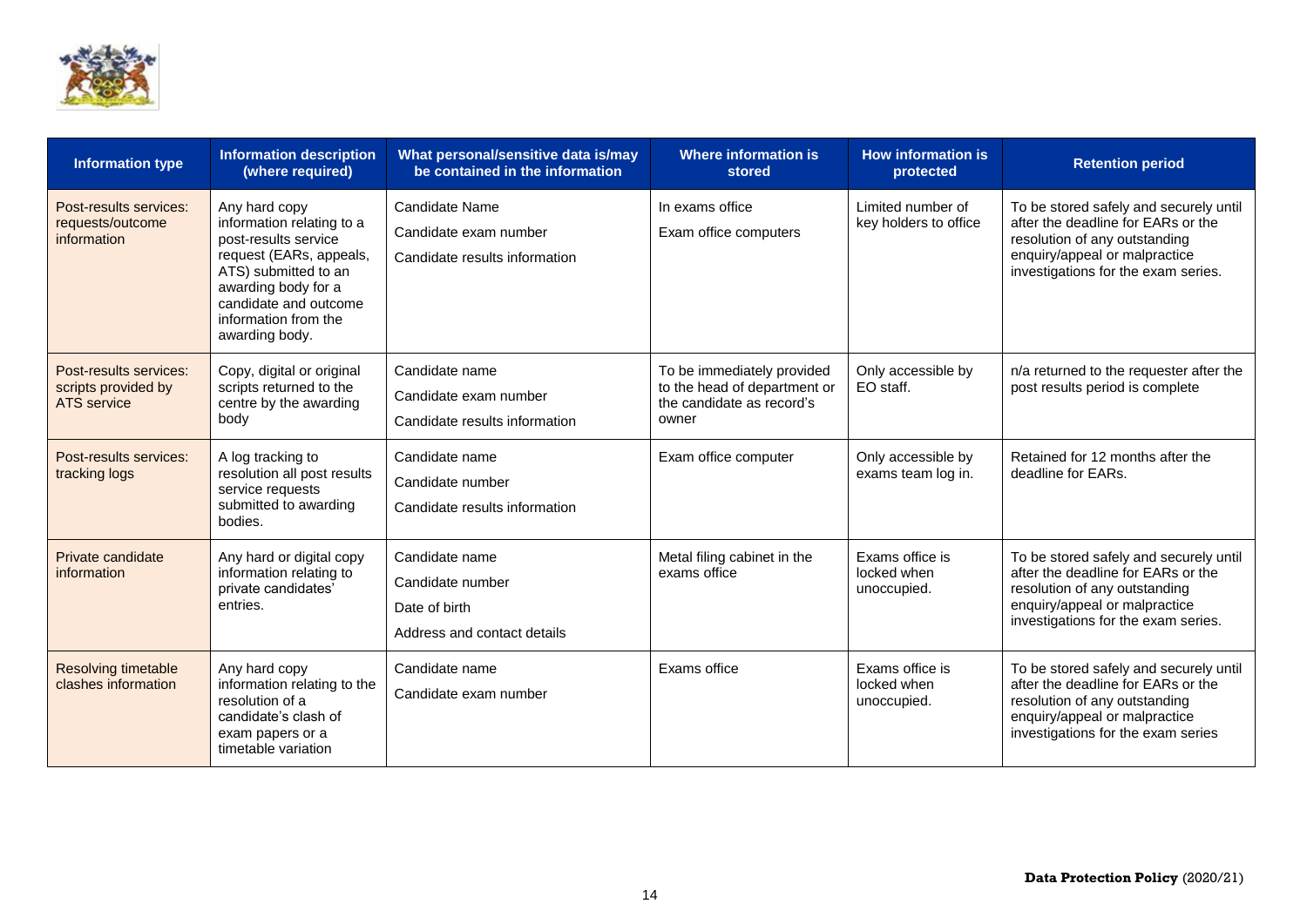| Information type | Information description (where required) | What personal/sensitive data is/may be contained in the information | Where information is stored | How information is protected | Retention period |
|---|---|---|---|---|---|
| Post-results services: requests/outcome information | Any hard copy information relating to a post-results service request (EARs, appeals, ATS) submitted to an awarding body for a candidate and outcome information from the awarding body. | Candidate Name<br>Candidate exam number<br>Candidate results information | In exams office<br>Exam office computers | Limited number of key holders to office | To be stored safely and securely until after the deadline for EARs or the resolution of any outstanding enquiry/appeal or malpractice investigations for the exam series. |
| Post-results services: scripts provided by ATS service | Copy, digital or original scripts returned to the centre by the awarding body | Candidate name<br>Candidate exam number<br>Candidate results information | To be immediately provided to the head of department or the candidate as record's owner | Only accessible by EO staff. | n/a returned to the requester after the post results period is complete |
| Post-results services: tracking logs | A log tracking to resolution all post results service requests submitted to awarding bodies. | Candidate name<br>Candidate number<br>Candidate results information | Exam office computer | Only accessible by exams team log in. | Retained for 12 months after the deadline for EARs. |
| Private candidate information | Any hard or digital copy information relating to private candidates' entries. | Candidate name<br>Candidate number<br>Date of birth<br>Address and contact details | Metal filing cabinet in the exams office | Exams office is locked when unoccupied. | To be stored safely and securely until after the deadline for EARs or the resolution of any outstanding enquiry/appeal or malpractice investigations for the exam series. |
| Resolving timetable clashes information | Any hard copy information relating to the resolution of a candidate's clash of exam papers or a timetable variation | Candidate name<br>Candidate exam number | Exams office | Exams office is locked when unoccupied. | To be stored safely and securely until after the deadline for EARs or the resolution of any outstanding enquiry/appeal or malpractice investigations for the exam series |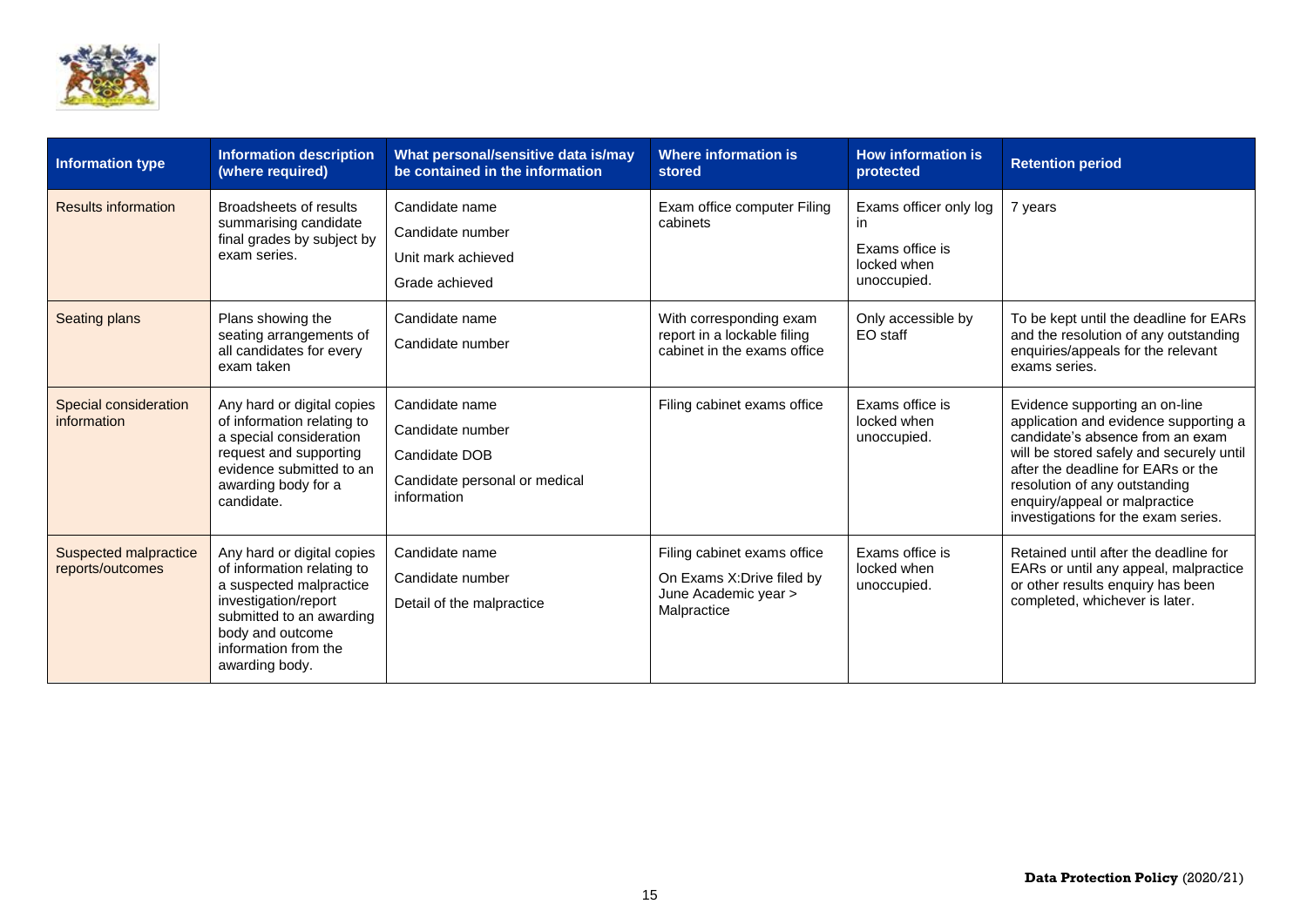| Information type | Information description (where required) | What personal/sensitive data is/may be contained in the information | Where information is stored | How information is protected | Retention period |
|---|---|---|---|---|---|
| Results information | Broadsheets of results summarising candidate final grades by subject by exam series. | Candidate name<br>Candidate number<br>Unit mark achieved<br>Grade achieved | Exam office computer Filing cabinets | Exams officer only log in<br>Exams office is locked when unoccupied. | 7 years |
| Seating plans | Plans showing the seating arrangements of all candidates for every exam taken | Candidate name<br>Candidate number | With corresponding exam report in a lockable filing cabinet in the exams office | Only accessible by EO staff | To be kept until the deadline for EARs and the resolution of any outstanding enquiries/appeals for the relevant exams series. |
| Special consideration information | Any hard or digital copies of information relating to a special consideration request and supporting evidence submitted to an awarding body for a candidate. | Candidate name<br>Candidate number<br>Candidate DOB<br>Candidate personal or medical information | Filing cabinet exams office | Exams office is locked when unoccupied. | Evidence supporting an on-line application and evidence supporting a candidate's absence from an exam will be stored safely and securely until after the deadline for EARs or the resolution of any outstanding enquiry/appeal or malpractice investigations for the exam series. |
| Suspected malpractice reports/outcomes | Any hard or digital copies of information relating to a suspected malpractice investigation/report submitted to an awarding body and outcome information from the awarding body. | Candidate name<br>Candidate number<br>Detail of the malpractice | Filing cabinet exams office<br>On Exams X:Drive filed by June Academic year > Malpractice | Exams office is locked when unoccupied. | Retained until after the deadline for EARs or until any appeal, malpractice or other results enquiry has been completed, whichever is later. |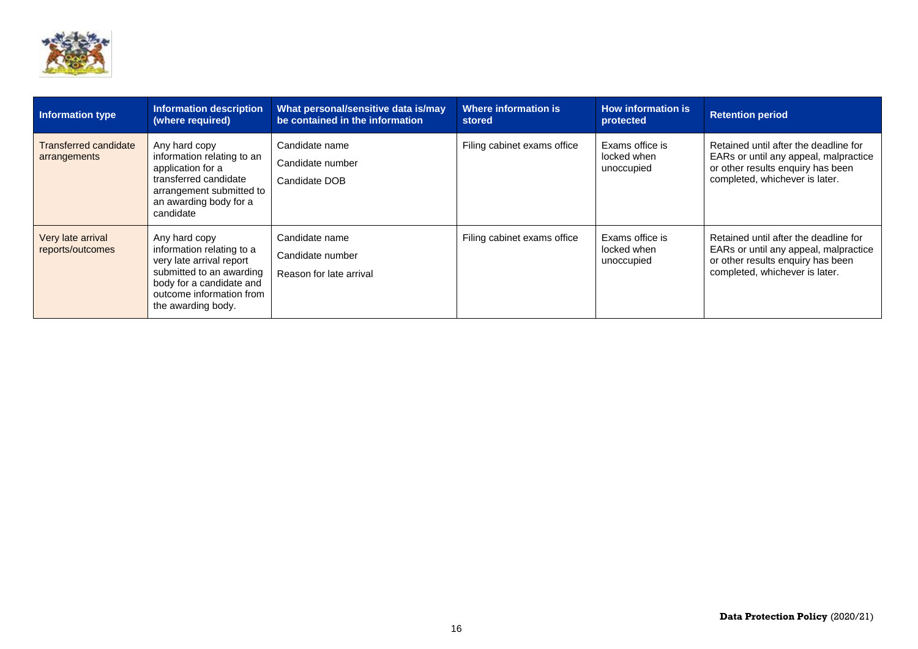| Information type | Information description (where required) | What personal/sensitive data is/may be contained in the information | Where information is stored | How information is protected | Retention period |
|---|---|---|---|---|---|
| Transferred candidate arrangements | Any hard copy information relating to an application for a transferred candidate arrangement submitted to an awarding body for a candidate | Candidate name<br>Candidate number<br>Candidate DOB | Filing cabinet exams office | Exams office is locked when unoccupied | Retained until after the deadline for EARs or until any appeal, malpractice or other results enquiry has been completed, whichever is later. |
| Very late arrival reports/outcomes | Any hard copy information relating to a very late arrival report submitted to an awarding body for a candidate and outcome information from the awarding body. | Candidate name<br>Candidate number<br>Reason for late arrival | Filing cabinet exams office | Exams office is locked when unoccupied | Retained until after the deadline for EARs or until any appeal, malpractice or other results enquiry has been completed, whichever is later. |